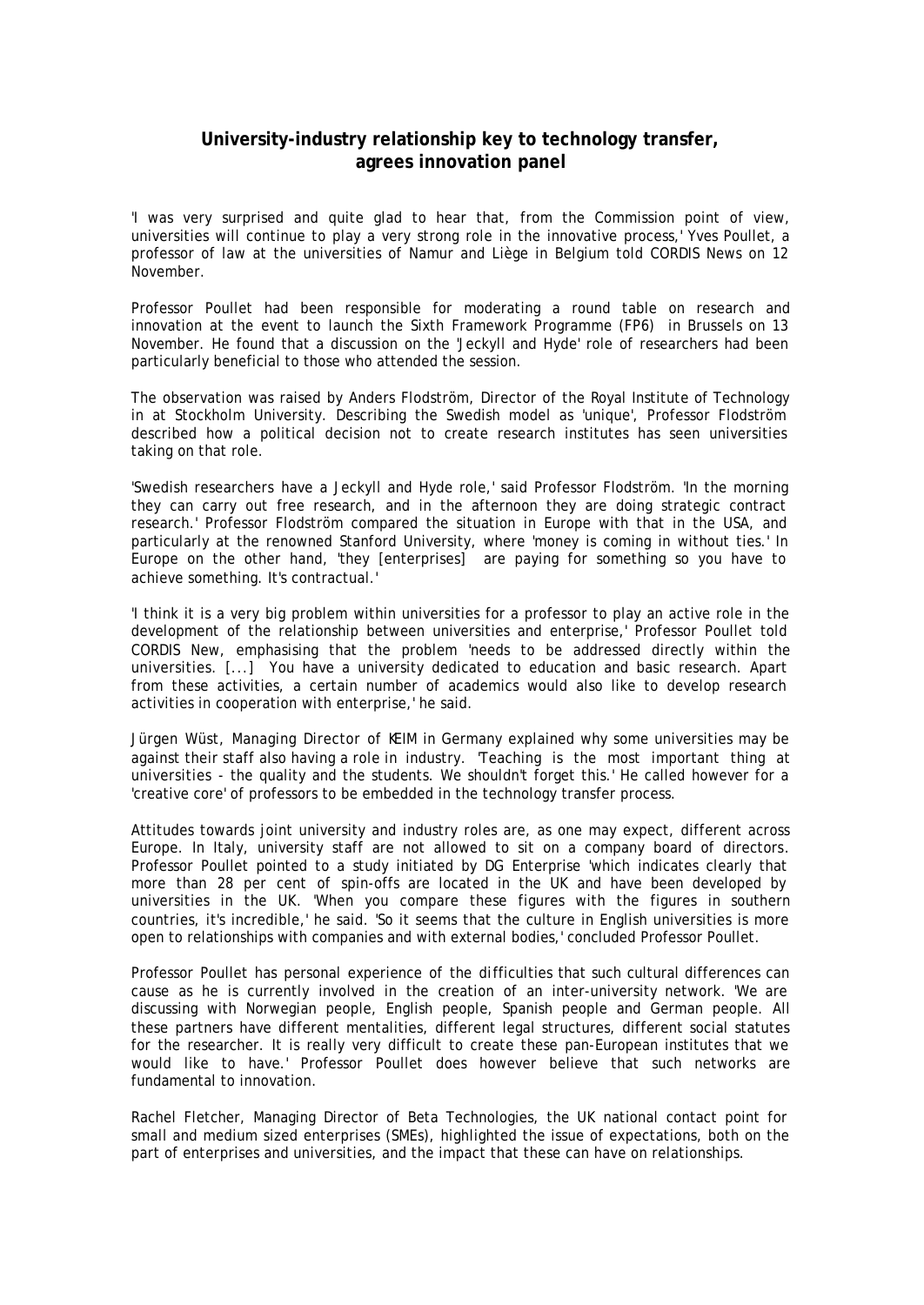# University-industry relationship key to technology transfer, agrees innovation panel

'I was very surprised and quite glad to hear that, from the Commission point of view, universities will continue to play a very strong role in the innovative process,' Yves Poullet, a professor of law at the universities of Namur and Liège in Belgium told CORDIS News on 12 November.

Professor Poullet had been responsible for moderating a round table on research and innovation at the event to launch the Sixth Framework Programme (FP6) in Brussels on 13 November. He found that a discussion on the 'Jeckyll and Hyde' role of researchers had been particularly beneficial to those who attended the session.

The observation was raised by Anders Flodström, Director of the Royal Institute of Technology in at Stockholm University. Describing the Swedish model as 'unique', Professor Flodström described how a political decision not to create research institutes has seen universities taking on that role.

'Swedish researchers have a Jeckyll and Hyde role,' said Professor Flodström. 'In the morning they can carry out free research, and in the afternoon they are doing strategic contract research.' Professor Flodström compared the situation in Europe with that in the USA, and particularly at the renowned Stanford University, where 'money is coming in without ties.' In Europe on the other hand, 'they [enterprises] are paying for something so you have to achieve something. It's contractual.'

'I think it is a very big problem within universities for a professor to play an active role in the development of the relationship between universities and enterprise,' Professor Poullet told CORDIS New, emphasising that the problem 'needs to be addressed directly within the universities. [...] You have a university dedicated to education and basic research. Apart from these activities, a certain number of academics would also like to develop research activities in cooperation with enterprise,' he said.

Jürgen Wüst, Managing Director of KEIM in Germany explained why some universities may be against their staff also having a role in industry. 'Teaching is the most important thing at universities - the quality and the students. We shouldn't forget this.' He called however for a 'creative core' of professors to be embedded in the technology transfer process.

Attitudes towards joint university and industry roles are, as one may expect, different across Europe. In Italy, university staff are not allowed to sit on a company board of directors. Professor Poullet pointed to a study initiated by DG Enterprise 'which indicates clearly that more than 28 per cent of spin-offs are located in the UK and have been developed by universities in the UK. 'When you compare these figures with the figures in southern countries, it's incredible,' he said. 'So it seems that the culture in English universities is more open to relationships with companies and with external bodies,' concluded Professor Poullet.

Professor Poullet has personal experience of the difficulties that such cultural differences can cause as he is currently involved in the creation of an inter-university network. 'We are discussing with Norwegian people, English people, Spanish people and German people. All these partners have different mentalities, different legal structures, different social statutes for the researcher. It is really very difficult to create these pan-European institutes that we would like to have.' Professor Poullet does however believe that such networks are fundamental to innovation.

Rachel Fletcher, Managing Director of Beta Technologies, the UK national contact point for small and medium sized enterprises (SMEs), highlighted the issue of expectations, both on the part of enterprises and universities, and the impact that these can have on relationships.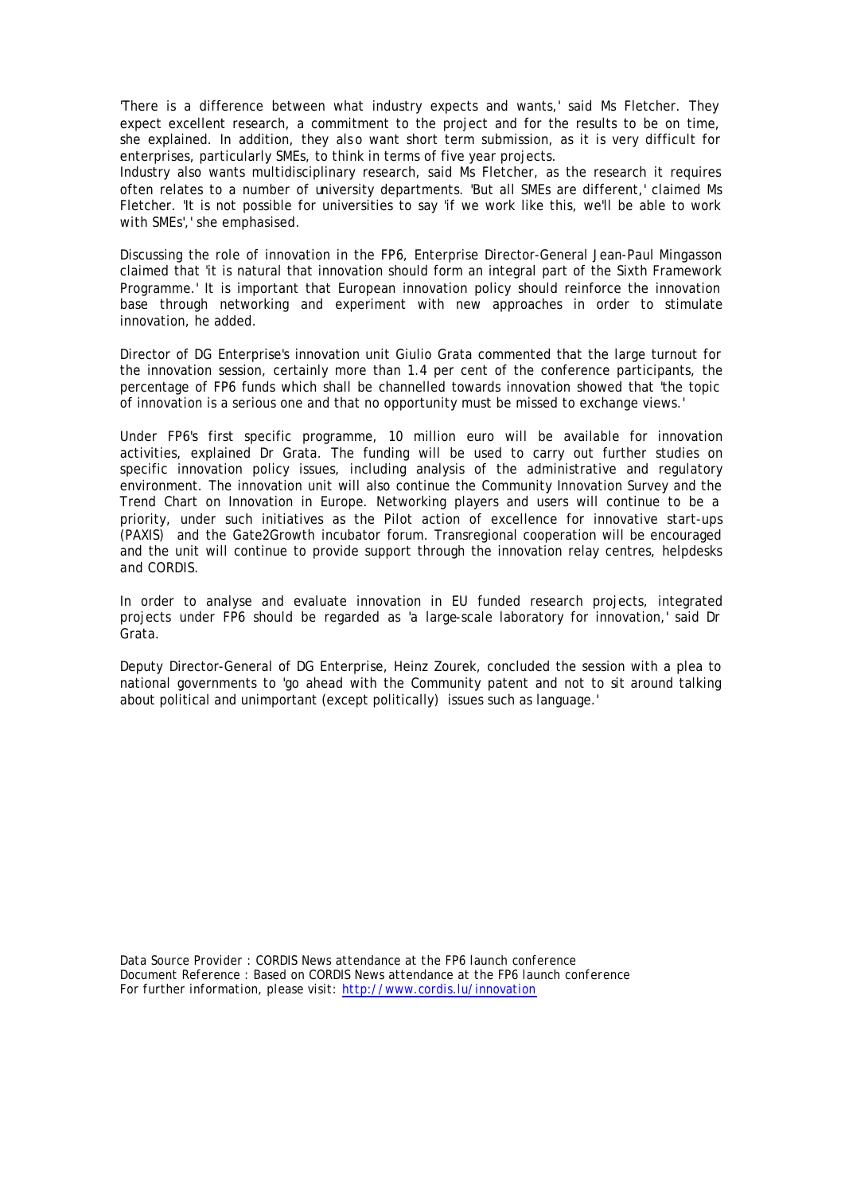'There is a difference between what industry expects and wants,' said Ms Fletcher. They expect excellent research, a commitment to the project and for the results to be on time, she explained. In addition, they also want short term submission, as it is very difficult for enterprises, particularly SMEs, to think in terms of five year projects.
Industry also wants multidisciplinary research, said Ms Fletcher, as the research it requires often relates to a number of university departments. 'But all SMEs are different,' claimed Ms Fletcher. 'It is not possible for universities to say 'if we work like this, we'll be able to work with SMEs',' she emphasised.

Discussing the role of innovation in the FP6, Enterprise Director-General Jean-Paul Mingasson claimed that 'it is natural that innovation should form an integral part of the Sixth Framework Programme.' It is important that European innovation policy should reinforce the innovation base through networking and experiment with new approaches in order to stimulate innovation, he added.

Director of DG Enterprise's innovation unit Giulio Grata commented that the large turnout for the innovation session, certainly more than 1.4 per cent of the conference participants, the percentage of FP6 funds which shall be channelled towards innovation showed that 'the topic of innovation is a serious one and that no opportunity must be missed to exchange views.'

Under FP6's first specific programme, 10 million euro will be available for innovation activities, explained Dr Grata. The funding will be used to carry out further studies on specific innovation policy issues, including analysis of the administrative and regulatory environment. The innovation unit will also continue the Community Innovation Survey and the Trend Chart on Innovation in Europe. Networking players and users will continue to be a priority, under such initiatives as the Pilot action of excellence for innovative start-ups (PAXIS) and the Gate2Growth incubator forum. Transregional cooperation will be encouraged and the unit will continue to provide support through the innovation relay centres, helpdesks and CORDIS.

In order to analyse and evaluate innovation in EU funded research projects, integrated projects under FP6 should be regarded as 'a large-scale laboratory for innovation,' said Dr Grata.

Deputy Director-General of DG Enterprise, Heinz Zourek, concluded the session with a plea to national governments to 'go ahead with the Community patent and not to sit around talking about political and unimportant (except politically) issues such as language.'

Data Source Provider : CORDIS News attendance at the FP6 launch conference
Document Reference : Based on CORDIS News attendance at the FP6 launch conference
For further information, please visit: http://www.cordis.lu/innovation